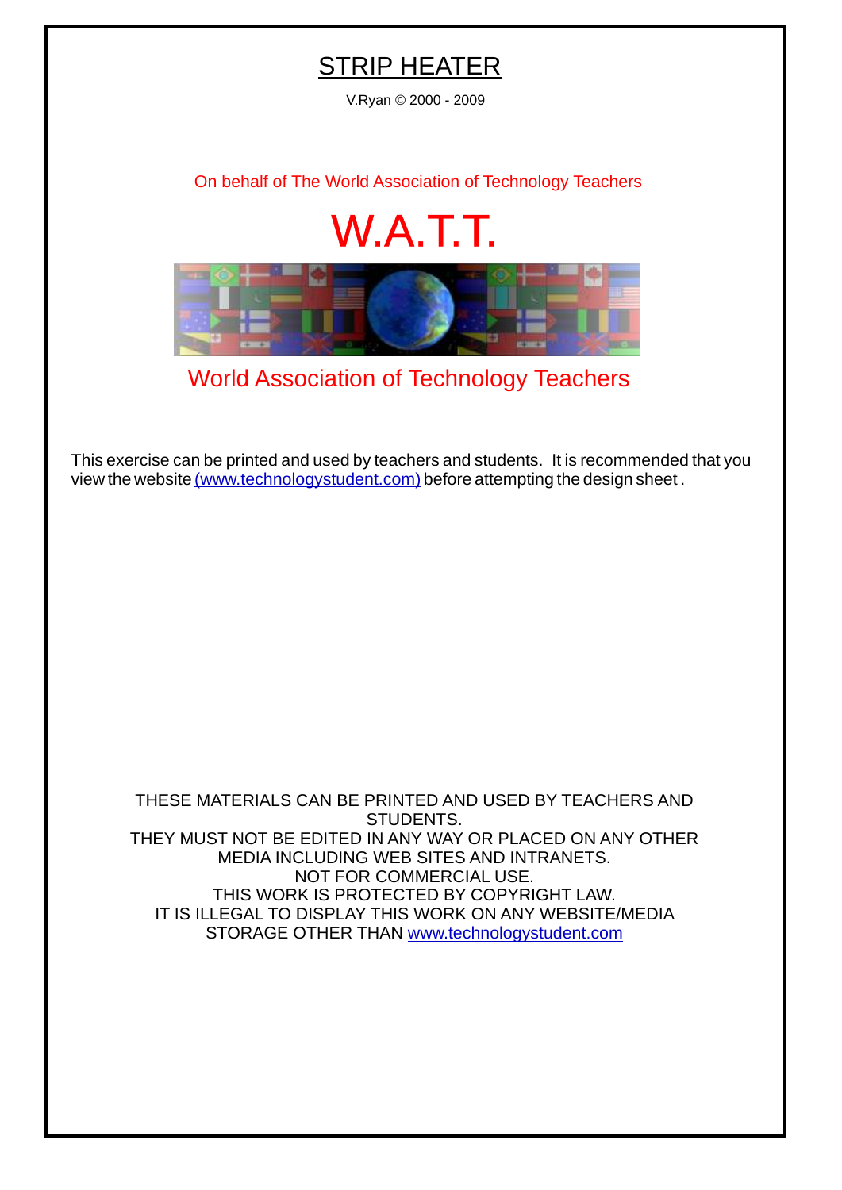# STRIP HEATER

V.Ryan © 2000 - 2009

On behalf of The World Association of Technology Teachers

## W.A.T.T.

World Association of Technology Teachers

This exercise can be printed and used by teachers and students. It is recommended that you view the website (www.technologystudent.com) before attempting the design sheet .

THESE MATERIALS CAN BE PRINTED AND USED BY TEACHERS AND STUDENTS.
THEY MUST NOT BE EDITED IN ANY WAY OR PLACED ON ANY OTHER MEDIA INCLUDING WEB SITES AND INTRANETS.
NOT FOR COMMERCIAL USE.
THIS WORK IS PROTECTED BY COPYRIGHT LAW.
IT IS ILLEGAL TO DISPLAY THIS WORK ON ANY WEBSITE/MEDIA STORAGE OTHER THAN www.technologystudent.com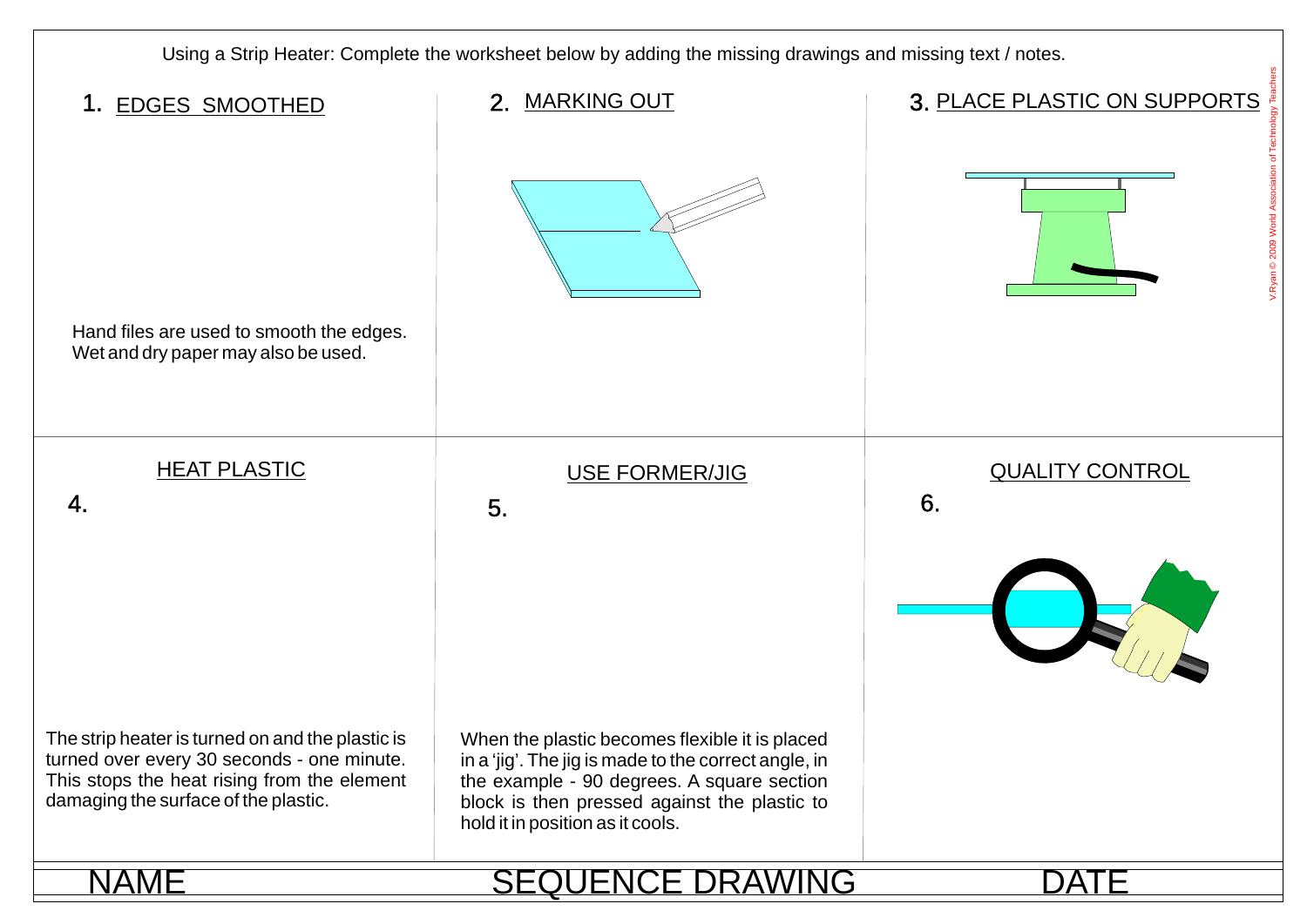Using a Strip Heater: Complete the worksheet below by adding the missing drawings and missing text / notes.

## 1. EDGES SMOOTHED

Hand files are used to smooth the edges. Wet and dry paper may also be used.

## 2. MARKING OUT

## 3. PLACE PLASTIC ON SUPPORTS

## 4. HEAT PLASTIC

The strip heater is turned on and the plastic is turned over every 30 seconds - one minute. This stops the heat rising from the element damaging the surface of the plastic.

## 5. USE FORMER/JIG

When the plastic becomes flexible it is placed in a 'jig'. The jig is made to the correct angle, in the example - 90 degrees. A square section block is then pressed against the plastic to hold it in position as it cools.

## 6. QUALITY CONTROL

V.Ryan © 2009 World Association of Technology Teachers

| NAME | SEQUENCE DRAWING | DATE |
|---|---|---|